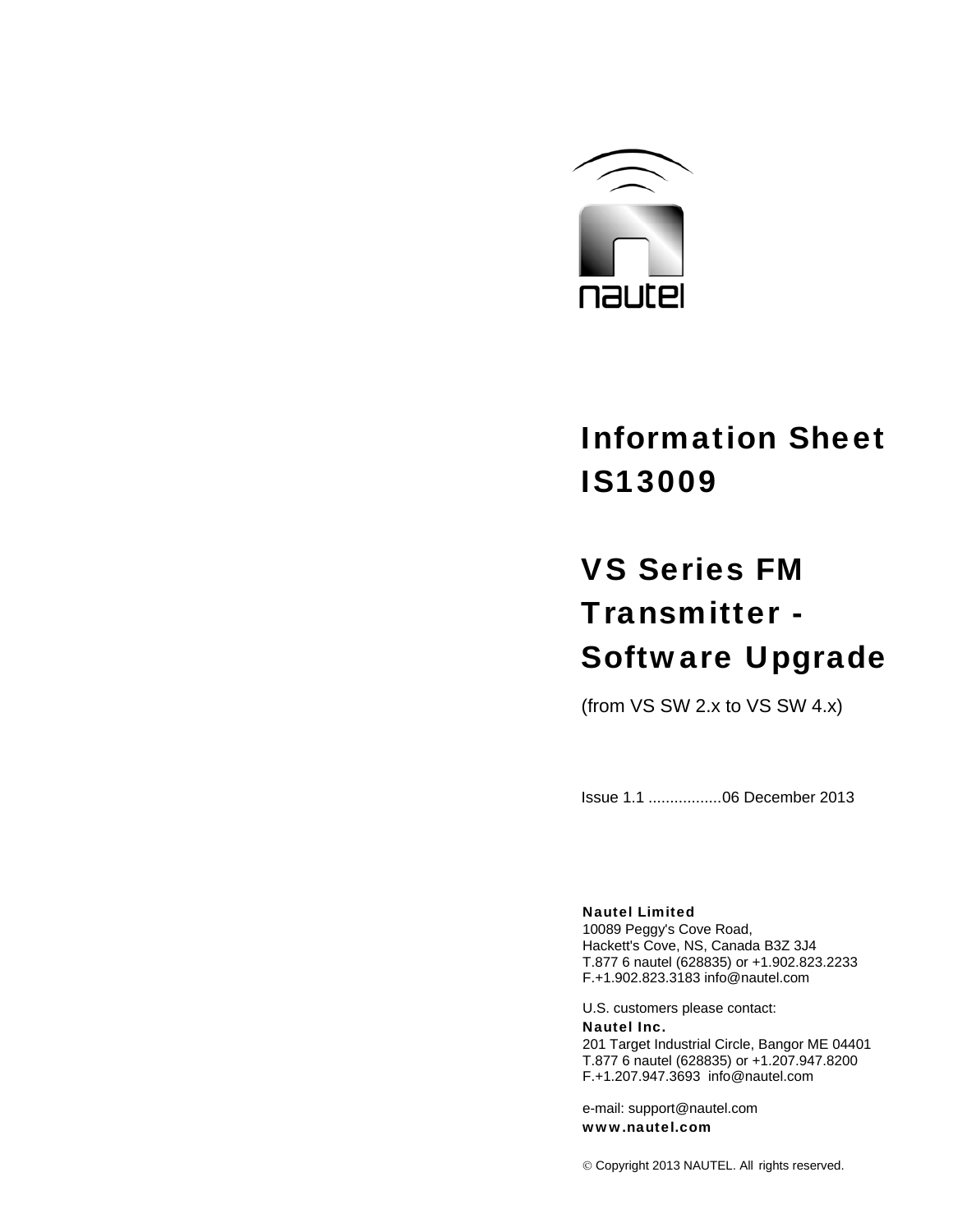nautel

# Information Sheet IS13009

# VS Series FM Transmitter - Software Upgrade

(from VS SW 2.x to VS SW 4.x)

Issue 1.1 .................06 December 2013

**Nautel Limited**
10089 Peggy's Cove Road,
Hackett's Cove, NS, Canada B3Z 3J4
T.877 6 nautel (628835) or +1.902.823.2233
F.+1.902.823.3183 info@nautel.com

U.S. customers please contact:
**Nautel Inc.**
201 Target Industrial Circle, Bangor ME 04401
T.877 6 nautel (628835) or +1.207.947.8200
F.+1.207.947.3693 info@nautel.com

e-mail: support@nautel.com
**www.nautel.com**

© Copyright 2013 NAUTEL. All rights reserved.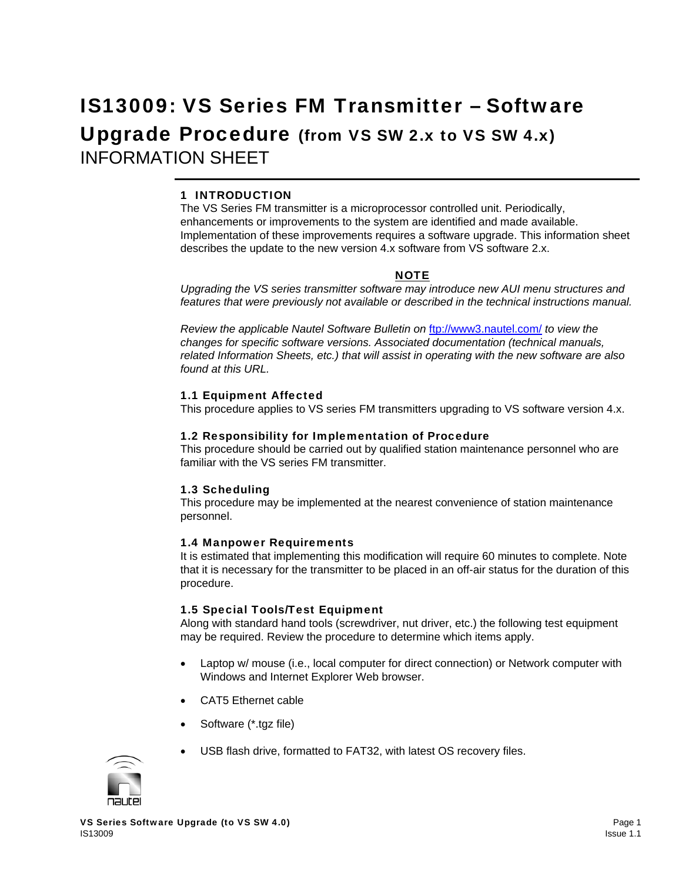# IS13009: VS Series FM Transmitter – Software Upgrade Procedure (from VS SW 2.x to VS SW 4.x)

INFORMATION SHEET

## 1 INTRODUCTION

The VS Series FM transmitter is a microprocessor controlled unit. Periodically, enhancements or improvements to the system are identified and made available. Implementation of these improvements requires a software upgrade. This information sheet describes the update to the new version 4.x software from VS software 2.x.

**NOTE**

*Upgrading the VS series transmitter software may introduce new AUI menu structures and features that were previously not available or described in the technical instructions manual.*

*Review the applicable Nautel Software Bulletin on* [ftp://www3.nautel.com/](ftp://www3.nautel.com/) *to view the changes for specific software versions. Associated documentation (technical manuals, related Information Sheets, etc.) that will assist in operating with the new software are also found at this URL.*

### 1.1 Equipment Affected

This procedure applies to VS series FM transmitters upgrading to VS software version 4.x.

### 1.2 Responsibility for Implementation of Procedure

This procedure should be carried out by qualified station maintenance personnel who are familiar with the VS series FM transmitter.

### 1.3 Scheduling

This procedure may be implemented at the nearest convenience of station maintenance personnel.

### 1.4 Manpower Requirements

It is estimated that implementing this modification will require 60 minutes to complete. Note that it is necessary for the transmitter to be placed in an off-air status for the duration of this procedure.

### 1.5 Special Tools/Test Equipment

Along with standard hand tools (screwdriver, nut driver, etc.) the following test equipment may be required. Review the procedure to determine which items apply.

- Laptop w/ mouse (i.e., local computer for direct connection) or Network computer with Windows and Internet Explorer Web browser.
- CAT5 Ethernet cable
- Software (*.tgz file)
- USB flash drive, formatted to FAT32, with latest OS recovery files.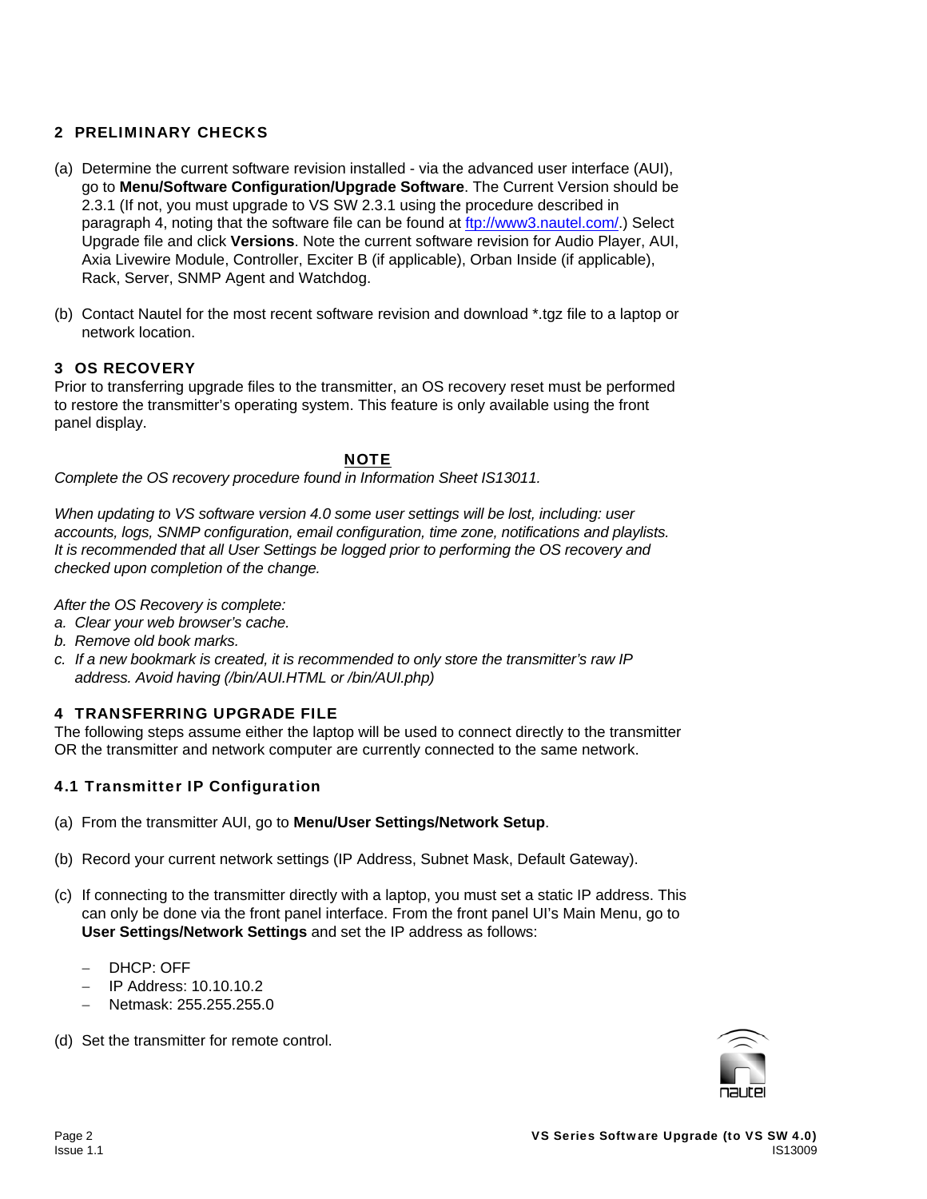## 2 PRELIMINARY CHECKS

(a) Determine the current software revision installed - via the advanced user interface (AUI), go to **Menu/Software Configuration/Upgrade Software**. The Current Version should be 2.3.1 (If not, you must upgrade to VS SW 2.3.1 using the procedure described in paragraph 4, noting that the software file can be found at [ftp://www3.nautel.com/](ftp://www3.nautel.com/).) Select Upgrade file and click **Versions**. Note the current software revision for Audio Player, AUI, Axia Livewire Module, Controller, Exciter B (if applicable), Orban Inside (if applicable), Rack, Server, SNMP Agent and Watchdog.

(b) Contact Nautel for the most recent software revision and download *.tgz file to a laptop or network location.

## 3 OS RECOVERY

Prior to transferring upgrade files to the transmitter, an OS recovery reset must be performed to restore the transmitter's operating system. This feature is only available using the front panel display.

**NOTE**

*Complete the OS recovery procedure found in Information Sheet IS13011.*

*When updating to VS software version 4.0 some user settings will be lost, including: user accounts, logs, SNMP configuration, email configuration, time zone, notifications and playlists. It is recommended that all User Settings be logged prior to performing the OS recovery and checked upon completion of the change.*

*After the OS Recovery is complete:*

*a. Clear your web browser's cache.*

*b. Remove old book marks.*

*c. If a new bookmark is created, it is recommended to only store the transmitter's raw IP address. Avoid having (/bin/AUI.HTML or /bin/AUI.php)*

## 4 TRANSFERRING UPGRADE FILE

The following steps assume either the laptop will be used to connect directly to the transmitter OR the transmitter and network computer are currently connected to the same network.

### 4.1 Transmitter IP Configuration

(a) From the transmitter AUI, go to **Menu/User Settings/Network Setup**.

(b) Record your current network settings (IP Address, Subnet Mask, Default Gateway).

(c) If connecting to the transmitter directly with a laptop, you must set a static IP address. This can only be done via the front panel interface. From the front panel UI's Main Menu, go to **User Settings/Network Settings** and set the IP address as follows:

- DHCP: OFF
- IP Address: 10.10.10.2
- Netmask: 255.255.255.0

(d) Set the transmitter for remote control.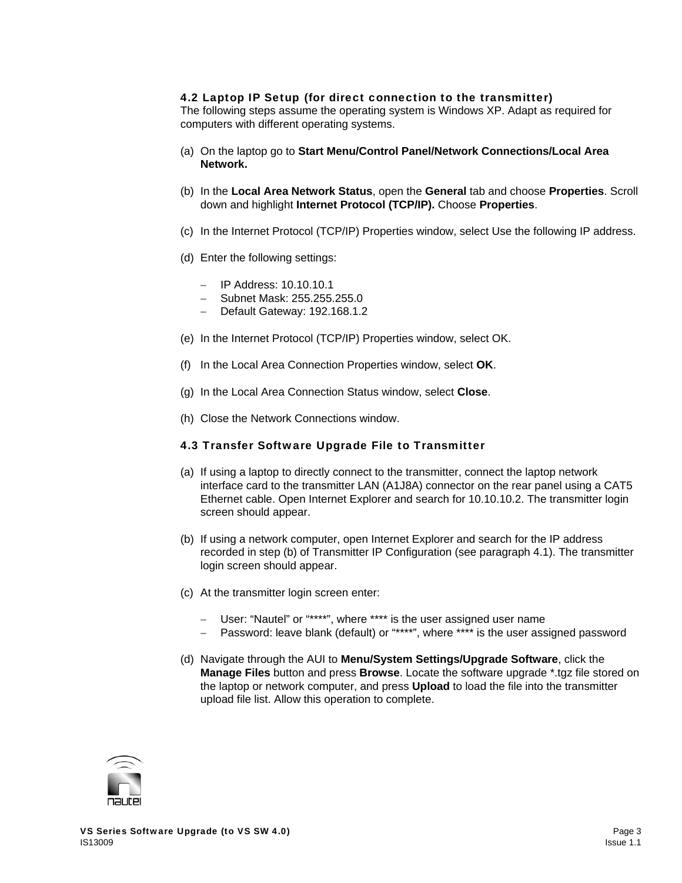### 4.2 Laptop IP Setup (for direct connection to the transmitter)

The following steps assume the operating system is Windows XP. Adapt as required for computers with different operating systems.

(a) On the laptop go to **Start Menu/Control Panel/Network Connections/Local Area Network.**

(b) In the **Local Area Network Status**, open the **General** tab and choose **Properties**. Scroll down and highlight **Internet Protocol (TCP/IP).** Choose **Properties**.

(c) In the Internet Protocol (TCP/IP) Properties window, select Use the following IP address.

(d) Enter the following settings:

- IP Address: 10.10.10.1
- Subnet Mask: 255.255.255.0
- Default Gateway: 192.168.1.2

(e) In the Internet Protocol (TCP/IP) Properties window, select OK.

(f) In the Local Area Connection Properties window, select **OK**.

(g) In the Local Area Connection Status window, select **Close**.

(h) Close the Network Connections window.

### 4.3 Transfer Software Upgrade File to Transmitter

(a) If using a laptop to directly connect to the transmitter, connect the laptop network interface card to the transmitter LAN (A1J8A) connector on the rear panel using a CAT5 Ethernet cable. Open Internet Explorer and search for 10.10.10.2. The transmitter login screen should appear.

(b) If using a network computer, open Internet Explorer and search for the IP address recorded in step (b) of Transmitter IP Configuration (see paragraph 4.1). The transmitter login screen should appear.

(c) At the transmitter login screen enter:

- User: “Nautel” or “****”, where **** is the user assigned user name
- Password: leave blank (default) or “****”, where **** is the user assigned password

(d) Navigate through the AUI to **Menu/System Settings/Upgrade Software**, click the **Manage Files** button and press **Browse**. Locate the software upgrade *.tgz file stored on the laptop or network computer, and press **Upload** to load the file into the transmitter upload file list. Allow this operation to complete.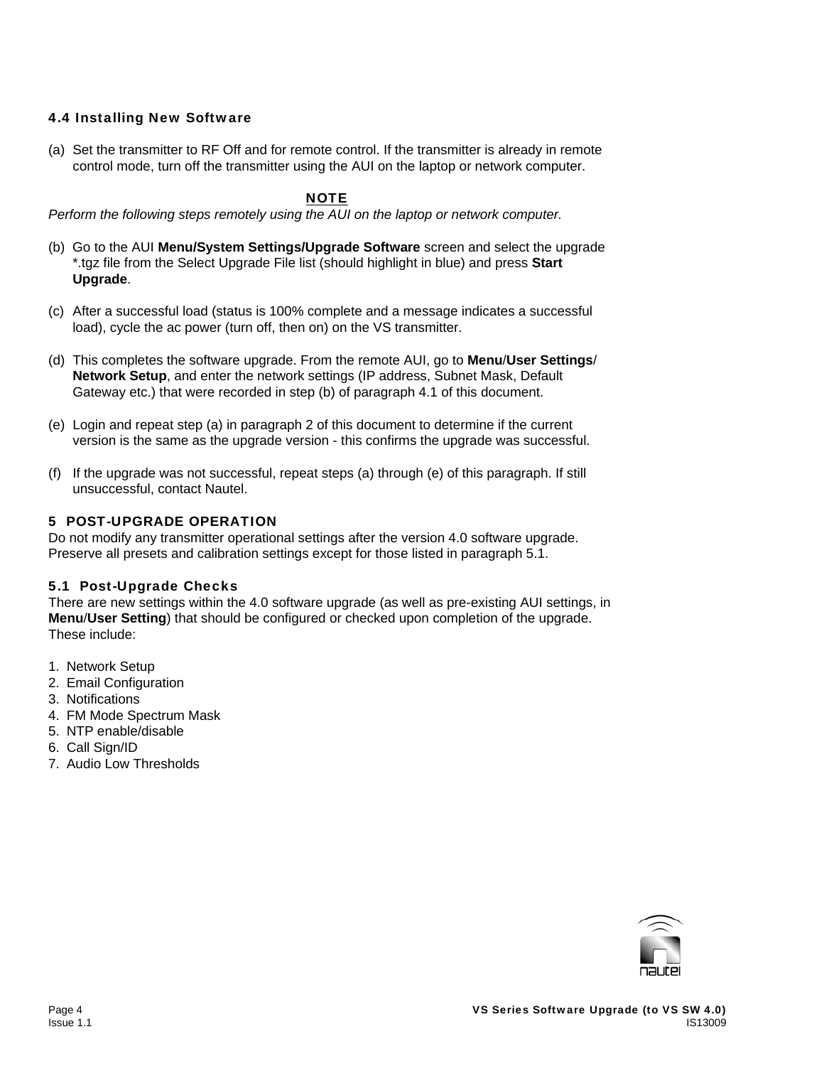### 4.4 Installing New Software

(a) Set the transmitter to RF Off and for remote control. If the transmitter is already in remote control mode, turn off the transmitter using the AUI on the laptop or network computer.

**NOTE**

*Perform the following steps remotely using the AUI on the laptop or network computer.*

(b) Go to the AUI **Menu/System Settings/Upgrade Software** screen and select the upgrade *.tgz file from the Select Upgrade File list (should highlight in blue) and press **Start Upgrade**.

(c) After a successful load (status is 100% complete and a message indicates a successful load), cycle the ac power (turn off, then on) on the VS transmitter.

(d) This completes the software upgrade. From the remote AUI, go to **Menu**/**User Settings**/ **Network Setup**, and enter the network settings (IP address, Subnet Mask, Default Gateway etc.) that were recorded in step (b) of paragraph 4.1 of this document.

(e) Login and repeat step (a) in paragraph 2 of this document to determine if the current version is the same as the upgrade version - this confirms the upgrade was successful.

(f) If the upgrade was not successful, repeat steps (a) through (e) of this paragraph. If still unsuccessful, contact Nautel.

## 5 POST-UPGRADE OPERATION

Do not modify any transmitter operational settings after the version 4.0 software upgrade. Preserve all presets and calibration settings except for those listed in paragraph 5.1.

### 5.1 Post-Upgrade Checks

There are new settings within the 4.0 software upgrade (as well as pre-existing AUI settings, in **Menu**/**User Setting**) that should be configured or checked upon completion of the upgrade. These include:

1. Network Setup
2. Email Configuration
3. Notifications
4. FM Mode Spectrum Mask
5. NTP enable/disable
6. Call Sign/ID
7. Audio Low Thresholds